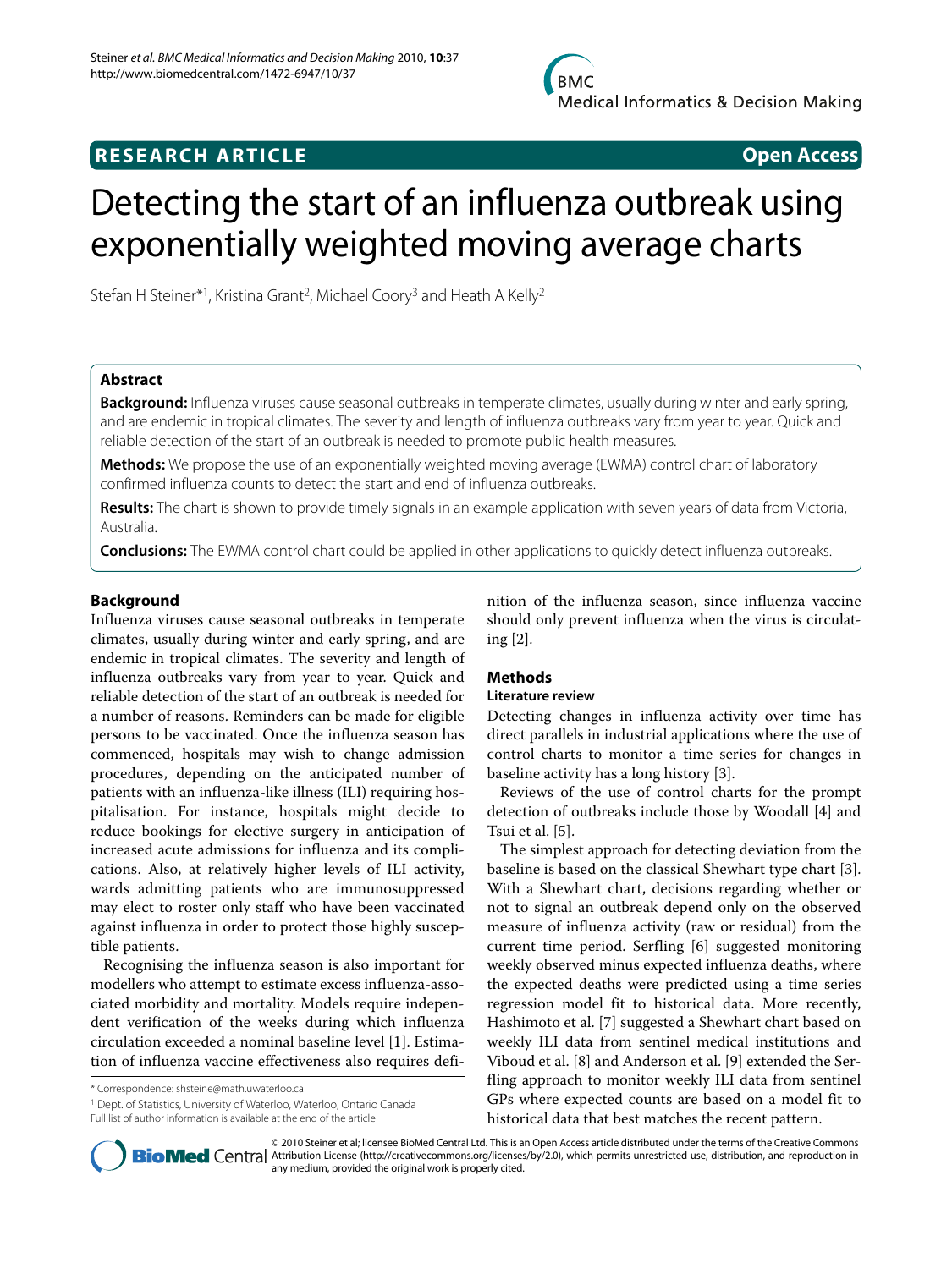**RESEARCH ARTICLE** **Open Access**

# Detecting the start of an influenza outbreak using exponentially weighted moving average charts

Stefan H Steiner*[1], Kristina Grant[2], Michael Coory[3] and Heath A Kelly[2]

## Abstract

**Background:** Influenza viruses cause seasonal outbreaks in temperate climates, usually during winter and early spring, and are endemic in tropical climates. The severity and length of influenza outbreaks vary from year to year. Quick and reliable detection of the start of an outbreak is needed to promote public health measures.

**Methods:** We propose the use of an exponentially weighted moving average (EWMA) control chart of laboratory confirmed influenza counts to detect the start and end of influenza outbreaks.

**Results:** The chart is shown to provide timely signals in an example application with seven years of data from Victoria, Australia.

**Conclusions:** The EWMA control chart could be applied in other applications to quickly detect influenza outbreaks.

## Background

Influenza viruses cause seasonal outbreaks in temperate climates, usually during winter and early spring, and are endemic in tropical climates. The severity and length of influenza outbreaks vary from year to year. Quick and reliable detection of the start of an outbreak is needed for a number of reasons. Reminders can be made for eligible persons to be vaccinated. Once the influenza season has commenced, hospitals may wish to change admission procedures, depending on the anticipated number of patients with an influenza-like illness (ILI) requiring hospitalisation. For instance, hospitals might decide to reduce bookings for elective surgery in anticipation of increased acute admissions for influenza and its complications. Also, at relatively higher levels of ILI activity, wards admitting patients who are immunosuppressed may elect to roster only staff who have been vaccinated against influenza in order to protect those highly susceptible patients.

Recognising the influenza season is also important for modellers who attempt to estimate excess influenza-associated morbidity and mortality. Models require independent verification of the weeks during which influenza circulation exceeded a nominal baseline level [1]. Estimation of influenza vaccine effectiveness also requires definition of the influenza season, since influenza vaccine should only prevent influenza when the virus is circulating [2].

## Methods

### Literature review

Detecting changes in influenza activity over time has direct parallels in industrial applications where the use of control charts to monitor a time series for changes in baseline activity has a long history [3].

Reviews of the use of control charts for the prompt detection of outbreaks include those by Woodall [4] and Tsui et al. [5].

The simplest approach for detecting deviation from the baseline is based on the classical Shewhart type chart [3]. With a Shewhart chart, decisions regarding whether or not to signal an outbreak depend only on the observed measure of influenza activity (raw or residual) from the current time period. Serfling [6] suggested monitoring weekly observed minus expected influenza deaths, where the expected deaths were predicted using a time series regression model fit to historical data. More recently, Hashimoto et al. [7] suggested a Shewhart chart based on weekly ILI data from sentinel medical institutions and Viboud et al. [8] and Anderson et al. [9] extended the Serfling approach to monitor weekly ILI data from sentinel GPs where expected counts are based on a model fit to historical data that best matches the recent pattern.

\* Correspondence: shsteine@math.uwaterloo.ca

[1] Dept. of Statistics, University of Waterloo, Waterloo, Ontario Canada

Full list of author information is available at the end of the article

© 2010 Steiner et al; licensee BioMed Central Ltd. This is an Open Access article distributed under the terms of the Creative Commons Attribution License (http://creativecommons.org/licenses/by/2.0), which permits unrestricted use, distribution, and reproduction in any medium, provided the original work is properly cited.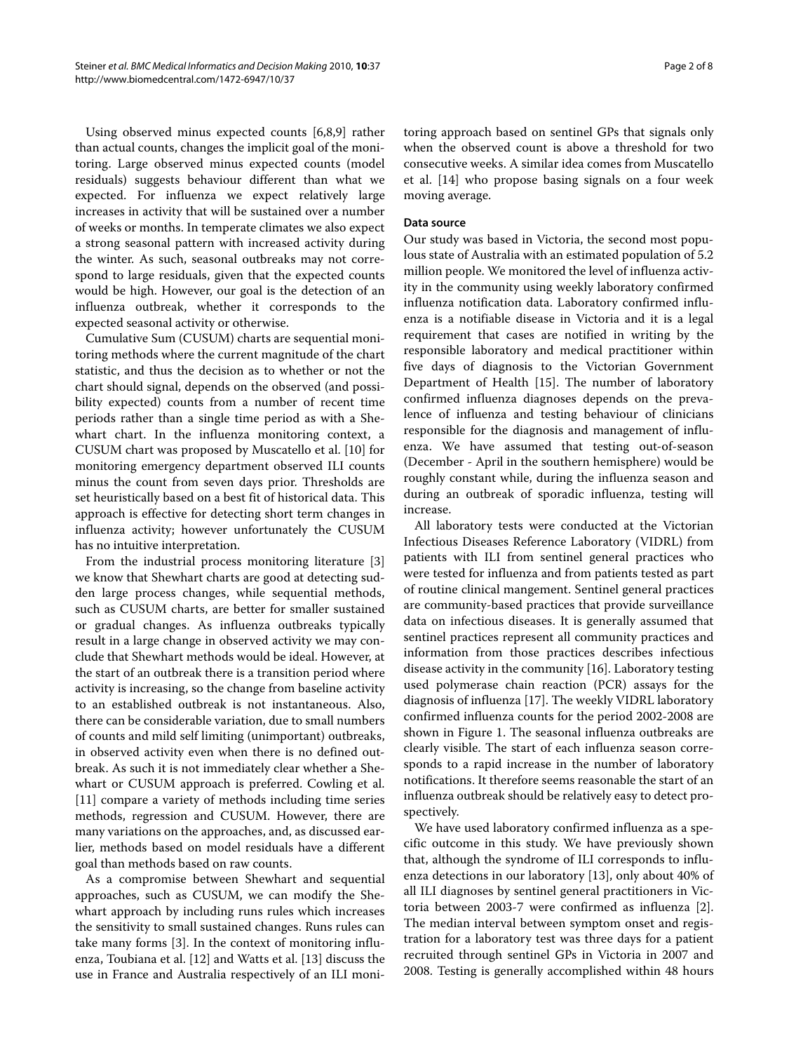Using observed minus expected counts [6,8,9] rather than actual counts, changes the implicit goal of the monitoring. Large observed minus expected counts (model residuals) suggests behaviour different than what we expected. For influenza we expect relatively large increases in activity that will be sustained over a number of weeks or months. In temperate climates we also expect a strong seasonal pattern with increased activity during the winter. As such, seasonal outbreaks may not correspond to large residuals, given that the expected counts would be high. However, our goal is the detection of an influenza outbreak, whether it corresponds to the expected seasonal activity or otherwise.

Cumulative Sum (CUSUM) charts are sequential monitoring methods where the current magnitude of the chart statistic, and thus the decision as to whether or not the chart should signal, depends on the observed (and possibility expected) counts from a number of recent time periods rather than a single time period as with a Shewhart chart. In the influenza monitoring context, a CUSUM chart was proposed by Muscatello et al. [10] for monitoring emergency department observed ILI counts minus the count from seven days prior. Thresholds are set heuristically based on a best fit of historical data. This approach is effective for detecting short term changes in influenza activity; however unfortunately the CUSUM has no intuitive interpretation.

From the industrial process monitoring literature [3] we know that Shewhart charts are good at detecting sudden large process changes, while sequential methods, such as CUSUM charts, are better for smaller sustained or gradual changes. As influenza outbreaks typically result in a large change in observed activity we may conclude that Shewhart methods would be ideal. However, at the start of an outbreak there is a transition period where activity is increasing, so the change from baseline activity to an established outbreak is not instantaneous. Also, there can be considerable variation, due to small numbers of counts and mild self limiting (unimportant) outbreaks, in observed activity even when there is no defined outbreak. As such it is not immediately clear whether a Shewhart or CUSUM approach is preferred. Cowling et al. [11] compare a variety of methods including time series methods, regression and CUSUM. However, there are many variations on the approaches, and, as discussed earlier, methods based on model residuals have a different goal than methods based on raw counts.

As a compromise between Shewhart and sequential approaches, such as CUSUM, we can modify the Shewhart approach by including runs rules which increases the sensitivity to small sustained changes. Runs rules can take many forms [3]. In the context of monitoring influenza, Toubiana et al. [12] and Watts et al. [13] discuss the use in France and Australia respectively of an ILI monitoring approach based on sentinel GPs that signals only when the observed count is above a threshold for two consecutive weeks. A similar idea comes from Muscatello et al. [14] who propose basing signals on a four week moving average.

## Data source

Our study was based in Victoria, the second most populous state of Australia with an estimated population of 5.2 million people. We monitored the level of influenza activity in the community using weekly laboratory confirmed influenza notification data. Laboratory confirmed influenza is a notifiable disease in Victoria and it is a legal requirement that cases are notified in writing by the responsible laboratory and medical practitioner within five days of diagnosis to the Victorian Government Department of Health [15]. The number of laboratory confirmed influenza diagnoses depends on the prevalence of influenza and testing behaviour of clinicians responsible for the diagnosis and management of influenza. We have assumed that testing out-of-season (December - April in the southern hemisphere) would be roughly constant while, during the influenza season and during an outbreak of sporadic influenza, testing will increase.

All laboratory tests were conducted at the Victorian Infectious Diseases Reference Laboratory (VIDRL) from patients with ILI from sentinel general practices who were tested for influenza and from patients tested as part of routine clinical mangement. Sentinel general practices are community-based practices that provide surveillance data on infectious diseases. It is generally assumed that sentinel practices represent all community practices and information from those practices describes infectious disease activity in the community [16]. Laboratory testing used polymerase chain reaction (PCR) assays for the diagnosis of influenza [17]. The weekly VIDRL laboratory confirmed influenza counts for the period 2002-2008 are shown in Figure 1. The seasonal influenza outbreaks are clearly visible. The start of each influenza season corresponds to a rapid increase in the number of laboratory notifications. It therefore seems reasonable the start of an influenza outbreak should be relatively easy to detect prospectively.

We have used laboratory confirmed influenza as a specific outcome in this study. We have previously shown that, although the syndrome of ILI corresponds to influenza detections in our laboratory [13], only about 40% of all ILI diagnoses by sentinel general practitioners in Victoria between 2003-7 were confirmed as influenza [2]. The median interval between symptom onset and registration for a laboratory test was three days for a patient recruited through sentinel GPs in Victoria in 2007 and 2008. Testing is generally accomplished within 48 hours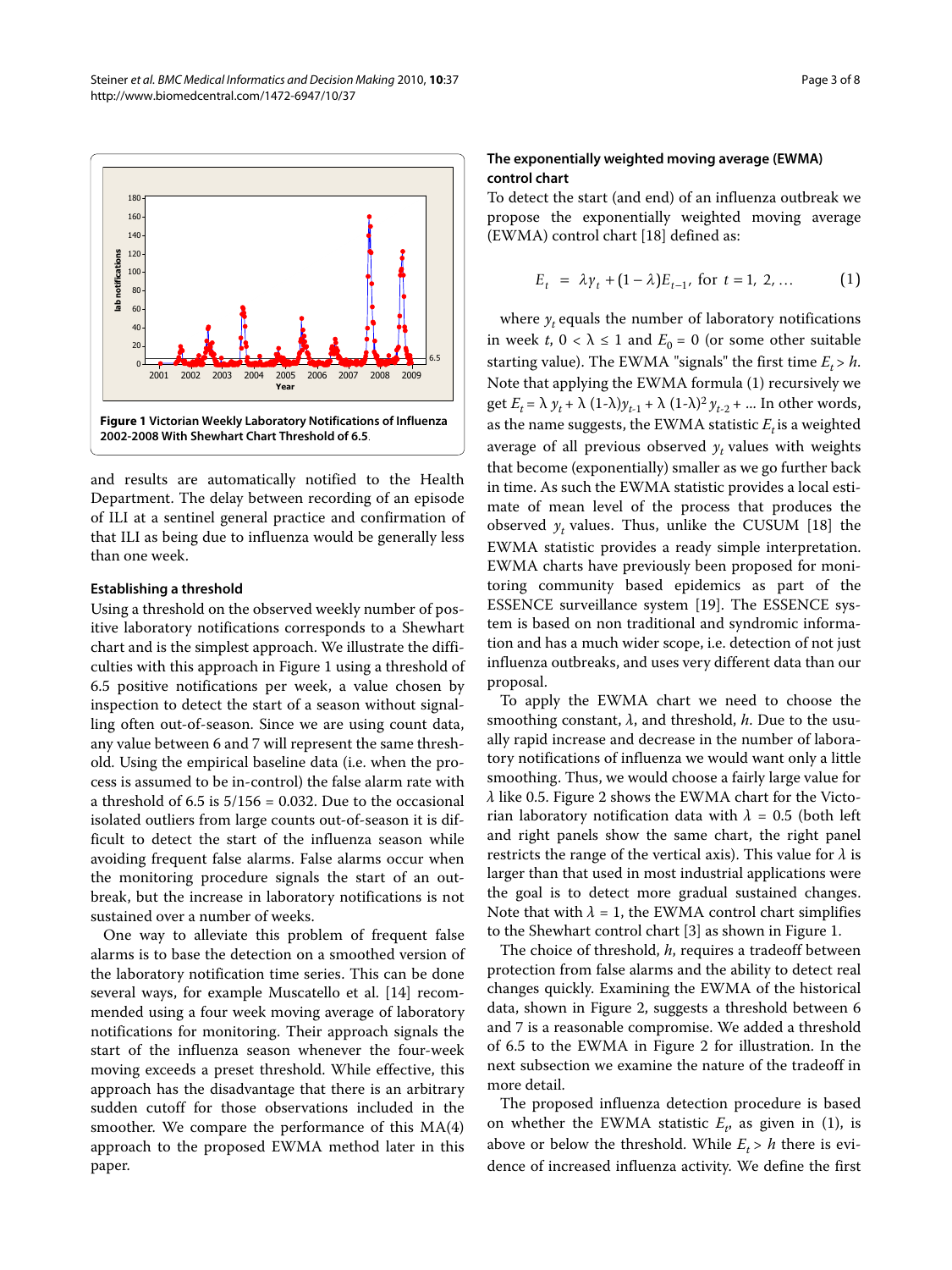**Figure 1 Victorian Weekly Laboratory Notifications of Influenza 2002-2008 With Shewhart Chart Threshold of 6.5**.

and results are automatically notified to the Health Department. The delay between recording of an episode of ILI at a sentinel general practice and confirmation of that ILI as being due to influenza would be generally less than one week.

### Establishing a threshold

Using a threshold on the observed weekly number of positive laboratory notifications corresponds to a Shewhart chart and is the simplest approach. We illustrate the difficulties with this approach in Figure 1 using a threshold of 6.5 positive notifications per week, a value chosen by inspection to detect the start of a season without signalling often out-of-season. Since we are using count data, any value between 6 and 7 will represent the same threshold. Using the empirical baseline data (i.e. when the process is assumed to be in-control) the false alarm rate with a threshold of 6.5 is 5/156 = 0.032. Due to the occasional isolated outliers from large counts out-of-season it is difficult to detect the start of the influenza season while avoiding frequent false alarms. False alarms occur when the monitoring procedure signals the start of an outbreak, but the increase in laboratory notifications is not sustained over a number of weeks.

One way to alleviate this problem of frequent false alarms is to base the detection on a smoothed version of the laboratory notification time series. This can be done several ways, for example Muscatello et al. [14] recommended using a four week moving average of laboratory notifications for monitoring. Their approach signals the start of the influenza season whenever the four-week moving exceeds a preset threshold. While effective, this approach has the disadvantage that there is an arbitrary sudden cutoff for those observations included in the smoother. We compare the performance of this MA(4) approach to the proposed EWMA method later in this paper.

### The exponentially weighted moving average (EWMA) control chart

To detect the start (and end) of an influenza outbreak we propose the exponentially weighted moving average (EWMA) control chart [18] defined as:

$$E_t = \lambda y_t + (1 - \lambda) E_{t-1}, \text{ for } t = 1, 2, \dots \qquad (1)$$

where $y_t$ equals the number of laboratory notifications in week $t$, $0 < \lambda \leq 1$ and $E_0 = 0$ (or some other suitable starting value). The EWMA "signals" the first time $E_t > h$. Note that applying the EWMA formula (1) recursively we get $E_t = \lambda y_t + \lambda (1-\lambda) y_{t-1} + \lambda (1-\lambda)^2 y_{t-2} + \dots$ In other words, as the name suggests, the EWMA statistic $E_t$ is a weighted average of all previous observed $y_t$ values with weights that become (exponentially) smaller as we go further back in time. As such the EWMA statistic provides a local estimate of mean level of the process that produces the observed $y_t$ values. Thus, unlike the CUSUM [18] the EWMA statistic provides a ready simple interpretation. EWMA charts have previously been proposed for monitoring community based epidemics as part of the ESSENCE surveillance system [19]. The ESSENCE system is based on non traditional and syndromic information and has a much wider scope, i.e. detection of not just influenza outbreaks, and uses very different data than our proposal.

To apply the EWMA chart we need to choose the smoothing constant, $\lambda$, and threshold, $h$. Due to the usually rapid increase and decrease in the number of laboratory notifications of influenza we would want only a little smoothing. Thus, we would choose a fairly large value for $\lambda$ like 0.5. Figure 2 shows the EWMA chart for the Victorian laboratory notification data with $\lambda = 0.5$ (both left and right panels show the same chart, the right panel restricts the range of the vertical axis). This value for $\lambda$ is larger than that used in most industrial applications were the goal is to detect more gradual sustained changes. Note that with $\lambda = 1$, the EWMA control chart simplifies to the Shewhart control chart [3] as shown in Figure 1.

The choice of threshold, $h$, requires a tradeoff between protection from false alarms and the ability to detect real changes quickly. Examining the EWMA of the historical data, shown in Figure 2, suggests a threshold between 6 and 7 is a reasonable compromise. We added a threshold of 6.5 to the EWMA in Figure 2 for illustration. In the next subsection we examine the nature of the tradeoff in more detail.

The proposed influenza detection procedure is based on whether the EWMA statistic $E_t$, as given in (1), is above or below the threshold. While $E_t > h$ there is evidence of increased influenza activity. We define the first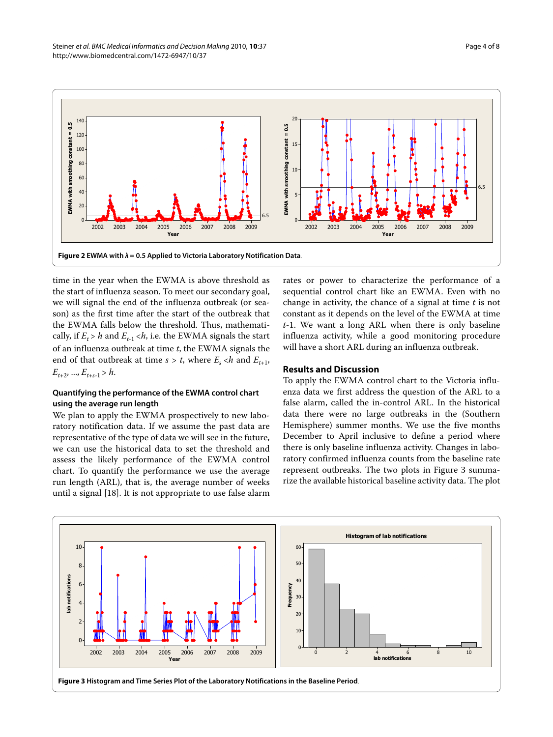**Figure 2 EWMA with λ = 0.5 Applied to Victoria Laboratory Notification Data**.

time in the year when the EWMA is above threshold as the start of influenza season. To meet our secondary goal, we will signal the end of the influenza outbreak (or season) as the first time after the start of the outbreak that the EWMA falls below the threshold. Thus, mathematically, if $E_t > h$ and $E_{t-1} < h$, i.e. the EWMA signals the start of an influenza outbreak at time $t$, the EWMA signals the end of that outbreak at time $s > t$, where $E_s < h$ and $E_{t+1}, E_{t+2}, ..., E_{t+s-1} > h$.

### Quantifying the performance of the EWMA control chart using the average run length

We plan to apply the EWMA prospectively to new laboratory notification data. If we assume the past data are representative of the type of data we will see in the future, we can use the historical data to set the threshold and assess the likely performance of the EWMA control chart. To quantify the performance we use the average run length (ARL), that is, the average number of weeks until a signal [18]. It is not appropriate to use false alarm rates or power to characterize the performance of a sequential control chart like an EWMA. Even with no change in activity, the chance of a signal at time $t$ is not constant as it depends on the level of the EWMA at time $t$-1. We want a long ARL when there is only baseline influenza activity, while a good monitoring procedure will have a short ARL during an influenza outbreak.

## Results and Discussion

To apply the EWMA control chart to the Victoria influenza data we first address the question of the ARL to a false alarm, called the in-control ARL. In the historical data there were no large outbreaks in the (Southern Hemisphere) summer months. We use the five months December to April inclusive to define a period where there is only baseline influenza activity. Changes in laboratory confirmed influenza counts from the baseline rate represent outbreaks. The two plots in Figure 3 summarize the available historical baseline activity data. The plot

**Figure 3 Histogram and Time Series Plot of the Laboratory Notifications in the Baseline Period**.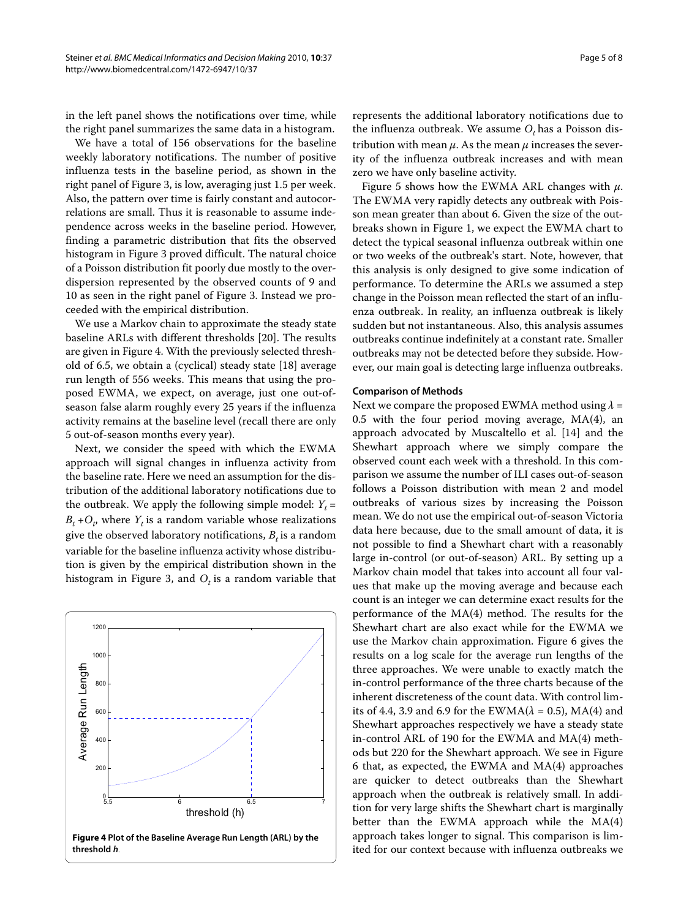in the left panel shows the notifications over time, while the right panel summarizes the same data in a histogram.

We have a total of 156 observations for the baseline weekly laboratory notifications. The number of positive influenza tests in the baseline period, as shown in the right panel of Figure 3, is low, averaging just 1.5 per week. Also, the pattern over time is fairly constant and autocorrelations are small. Thus it is reasonable to assume independence across weeks in the baseline period. However, finding a parametric distribution that fits the observed histogram in Figure 3 proved difficult. The natural choice of a Poisson distribution fit poorly due mostly to the overdispersion represented by the observed counts of 9 and 10 as seen in the right panel of Figure 3. Instead we proceeded with the empirical distribution.

We use a Markov chain to approximate the steady state baseline ARLs with different thresholds [20]. The results are given in Figure 4. With the previously selected threshold of 6.5, we obtain a (cyclical) steady state [18] average run length of 556 weeks. This means that using the proposed EWMA, we expect, on average, just one out-of-season false alarm roughly every 25 years if the influenza activity remains at the baseline level (recall there are only 5 out-of-season months every year).

Next, we consider the speed with which the EWMA approach will signal changes in influenza activity from the baseline rate. Here we need an assumption for the distribution of the additional laboratory notifications due to the outbreak. We apply the following simple model: $Y_t = B_t + O_t$, where $Y_t$ is a random variable whose realizations give the observed laboratory notifications, $B_t$ is a random variable for the baseline influenza activity whose distribution is given by the empirical distribution shown in the histogram in Figure 3, and $O_t$ is a random variable that represents the additional laboratory notifications due to the influenza outbreak. We assume $O_t$ has a Poisson distribution with mean $\mu$. As the mean $\mu$ increases the severity of the influenza outbreak increases and with mean zero we have only baseline activity.

**Figure 4 Plot of the Baseline Average Run Length (ARL) by the threshold *h*.**

Figure 5 shows how the EWMA ARL changes with $\mu$. The EWMA very rapidly detects any outbreak with Poisson mean greater than about 6. Given the size of the outbreaks shown in Figure 1, we expect the EWMA chart to detect the typical seasonal influenza outbreak within one or two weeks of the outbreak's start. Note, however, that this analysis is only designed to give some indication of performance. To determine the ARLs we assumed a step change in the Poisson mean reflected the start of an influenza outbreak. In reality, an influenza outbreak is likely sudden but not instantaneous. Also, this analysis assumes outbreaks continue indefinitely at a constant rate. Smaller outbreaks may not be detected before they subside. However, our main goal is detecting large influenza outbreaks.

### Comparison of Methods

Next we compare the proposed EWMA method using $\lambda = 0.5$ with the four period moving average, MA(4), an approach advocated by Muscaltello et al. [14] and the Shewhart approach where we simply compare the observed count each week with a threshold. In this comparison we assume the number of ILI cases out-of-season follows a Poisson distribution with mean 2 and model outbreaks of various sizes by increasing the Poisson mean. We do not use the empirical out-of-season Victoria data here because, due to the small amount of data, it is not possible to find a Shewhart chart with a reasonably large in-control (or out-of-season) ARL. By setting up a Markov chain model that takes into account all four values that make up the moving average and because each count is an integer we can determine exact results for the performance of the MA(4) method. The results for the Shewhart chart are also exact while for the EWMA we use the Markov chain approximation. Figure 6 gives the results on a log scale for the average run lengths of the three approaches. We were unable to exactly match the in-control performance of the three charts because of the inherent discreteness of the count data. With control limits of 4.4, 3.9 and 6.9 for the EWMA($\lambda = 0.5$), MA(4) and Shewhart approaches respectively we have a steady state in-control ARL of 190 for the EWMA and MA(4) methods but 220 for the Shewhart approach. We see in Figure 6 that, as expected, the EWMA and MA(4) approaches are quicker to detect outbreaks than the Shewhart approach when the outbreak is relatively small. In addition for very large shifts the Shewhart chart is marginally better than the EWMA approach while the MA(4) approach takes longer to signal. This comparison is limited for our context because with influenza outbreaks we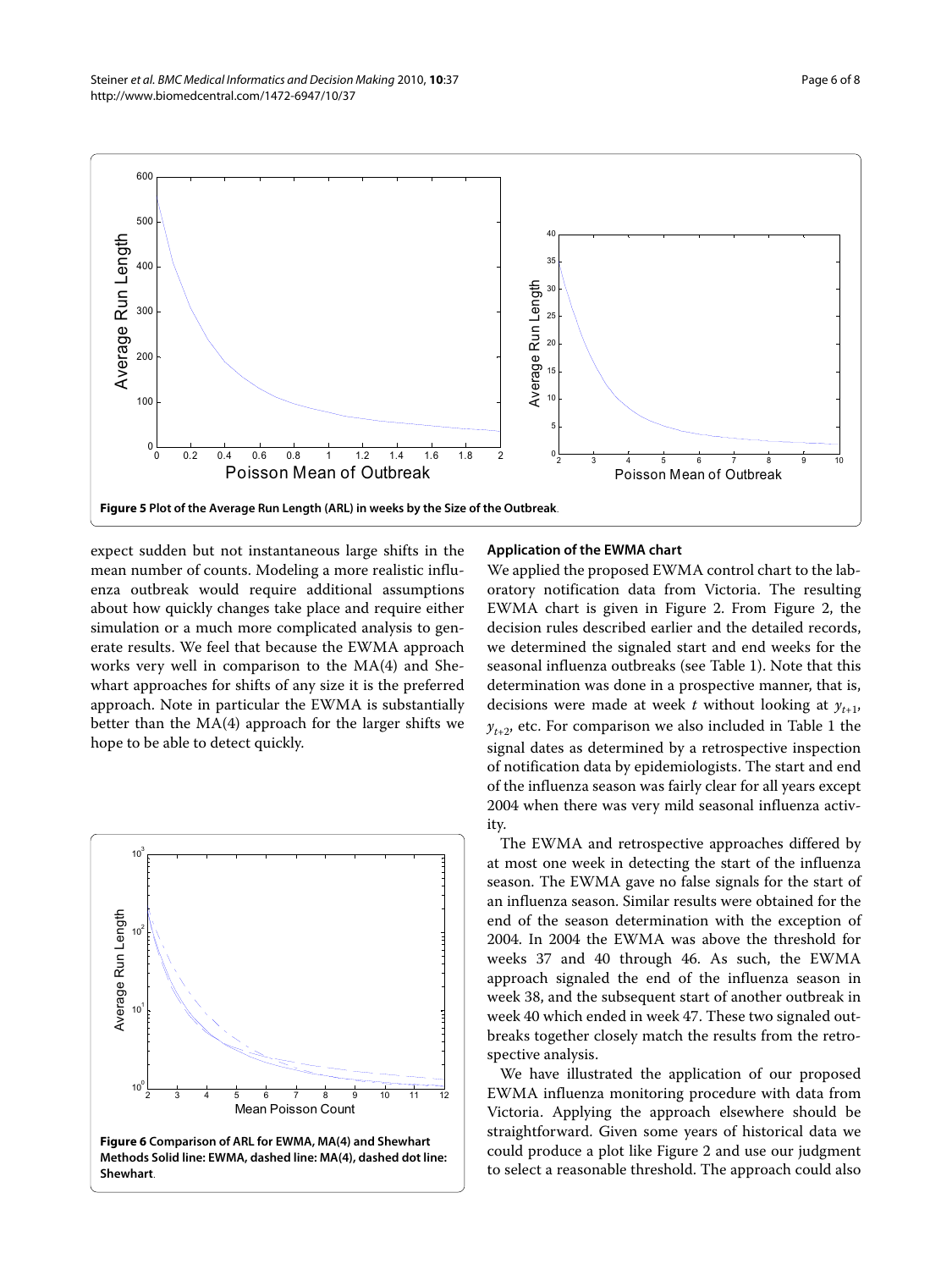**Figure 5 Plot of the Average Run Length (ARL) in weeks by the Size of the Outbreak**.

expect sudden but not instantaneous large shifts in the mean number of counts. Modeling a more realistic influenza outbreak would require additional assumptions about how quickly changes take place and require either simulation or a much more complicated analysis to generate results. We feel that because the EWMA approach works very well in comparison to the MA(4) and Shewhart approaches for shifts of any size it is the preferred approach. Note in particular the EWMA is substantially better than the MA(4) approach for the larger shifts we hope to be able to detect quickly.

**Figure 6 Comparison of ARL for EWMA, MA(4) and Shewhart Methods Solid line: EWMA, dashed line: MA(4), dashed dot line: Shewhart**.

### Application of the EWMA chart

We applied the proposed EWMA control chart to the laboratory notification data from Victoria. The resulting EWMA chart is given in Figure 2. From Figure 2, the decision rules described earlier and the detailed records, we determined the signaled start and end weeks for the seasonal influenza outbreaks (see Table 1). Note that this determination was done in a prospective manner, that is, decisions were made at week $t$ without looking at $y_{t+1}$, $y_{t+2}$, etc. For comparison we also included in Table 1 the signal dates as determined by a retrospective inspection of notification data by epidemiologists. The start and end of the influenza season was fairly clear for all years except 2004 when there was very mild seasonal influenza activity.

The EWMA and retrospective approaches differed by at most one week in detecting the start of the influenza season. The EWMA gave no false signals for the start of an influenza season. Similar results were obtained for the end of the season determination with the exception of 2004. In 2004 the EWMA was above the threshold for weeks 37 and 40 through 46. As such, the EWMA approach signaled the end of the influenza season in week 38, and the subsequent start of another outbreak in week 40 which ended in week 47. These two signaled outbreaks together closely match the results from the retrospective analysis.

We have illustrated the application of our proposed EWMA influenza monitoring procedure with data from Victoria. Applying the approach elsewhere should be straightforward. Given some years of historical data we could produce a plot like Figure 2 and use our judgment to select a reasonable threshold. The approach could also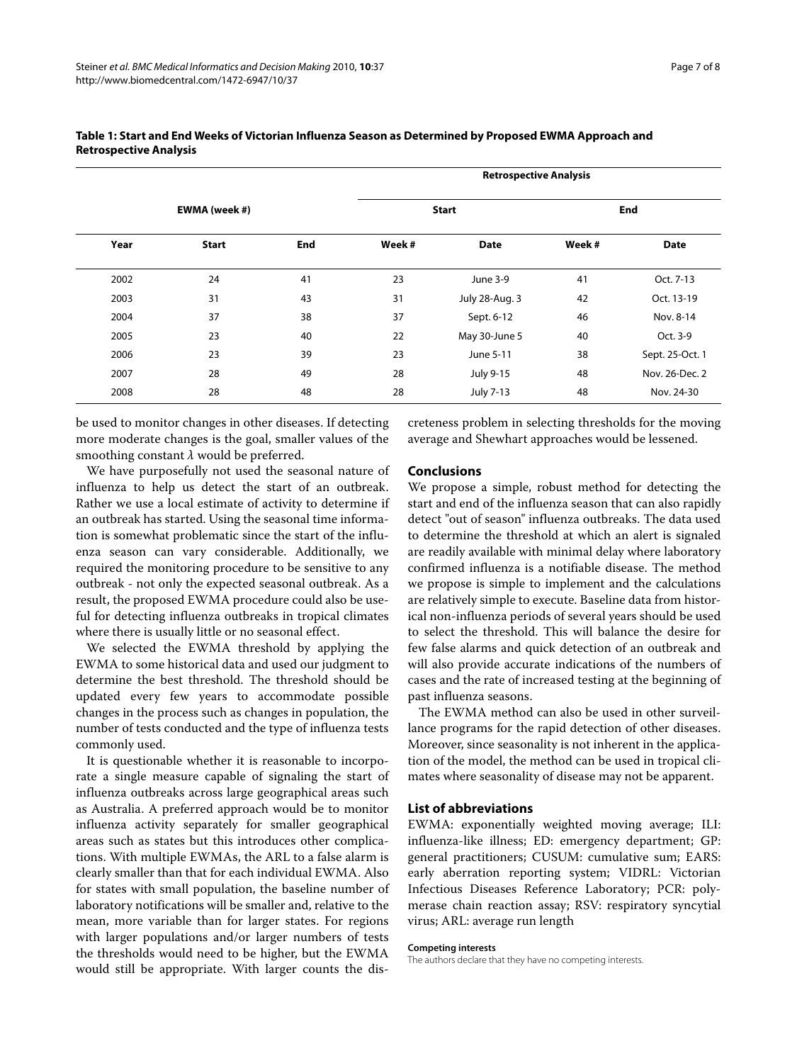**Table 1: Start and End Weeks of Victorian Influenza Season as Determined by Proposed EWMA Approach and Retrospective Analysis**

| EWMA (week #) | | | Retrospective Analysis | | | |
|---|---|---|---|---|---|---|
| | | | Start | | End | |
| Year | Start | End | Week # | Date | Week # | Date |
| 2002 | 24 | 41 | 23 | June 3-9 | 41 | Oct. 7-13 |
| 2003 | 31 | 43 | 31 | July 28-Aug. 3 | 42 | Oct. 13-19 |
| 2004 | 37 | 38 | 37 | Sept. 6-12 | 46 | Nov. 8-14 |
| 2005 | 23 | 40 | 22 | May 30-June 5 | 40 | Oct. 3-9 |
| 2006 | 23 | 39 | 23 | June 5-11 | 38 | Sept. 25-Oct. 1 |
| 2007 | 28 | 49 | 28 | July 9-15 | 48 | Nov. 26-Dec. 2 |
| 2008 | 28 | 48 | 28 | July 7-13 | 48 | Nov. 24-30 |

be used to monitor changes in other diseases. If detecting more moderate changes is the goal, smaller values of the smoothing constant $\lambda$ would be preferred.

We have purposefully not used the seasonal nature of influenza to help us detect the start of an outbreak. Rather we use a local estimate of activity to determine if an outbreak has started. Using the seasonal time information is somewhat problematic since the start of the influenza season can vary considerable. Additionally, we required the monitoring procedure to be sensitive to any outbreak - not only the expected seasonal outbreak. As a result, the proposed EWMA procedure could also be useful for detecting influenza outbreaks in tropical climates where there is usually little or no seasonal effect.

We selected the EWMA threshold by applying the EWMA to some historical data and used our judgment to determine the best threshold. The threshold should be updated every few years to accommodate possible changes in the process such as changes in population, the number of tests conducted and the type of influenza tests commonly used.

It is questionable whether it is reasonable to incorporate a single measure capable of signaling the start of influenza outbreaks across large geographical areas such as Australia. A preferred approach would be to monitor influenza activity separately for smaller geographical areas such as states but this introduces other complications. With multiple EWMAs, the ARL to a false alarm is clearly smaller than that for each individual EWMA. Also for states with small population, the baseline number of laboratory notifications will be smaller and, relative to the mean, more variable than for larger states. For regions with larger populations and/or larger numbers of tests the thresholds would need to be higher, but the EWMA would still be appropriate. With larger counts the discreteness problem in selecting thresholds for the moving average and Shewhart approaches would be lessened.

## Conclusions

We propose a simple, robust method for detecting the start and end of the influenza season that can also rapidly detect "out of season" influenza outbreaks. The data used to determine the threshold at which an alert is signaled are readily available with minimal delay where laboratory confirmed influenza is a notifiable disease. The method we propose is simple to implement and the calculations are relatively simple to execute. Baseline data from historical non-influenza periods of several years should be used to select the threshold. This will balance the desire for few false alarms and quick detection of an outbreak and will also provide accurate indications of the numbers of cases and the rate of increased testing at the beginning of past influenza seasons.

The EWMA method can also be used in other surveillance programs for the rapid detection of other diseases. Moreover, since seasonality is not inherent in the application of the model, the method can be used in tropical climates where seasonality of disease may not be apparent.

## List of abbreviations

EWMA: exponentially weighted moving average; ILI: influenza-like illness; ED: emergency department; GP: general practitioners; CUSUM: cumulative sum; EARS: early aberration reporting system; VIDRL: Victorian Infectious Diseases Reference Laboratory; PCR: polymerase chain reaction assay; RSV: respiratory syncytial virus; ARL: average run length

#### Competing interests

The authors declare that they have no competing interests.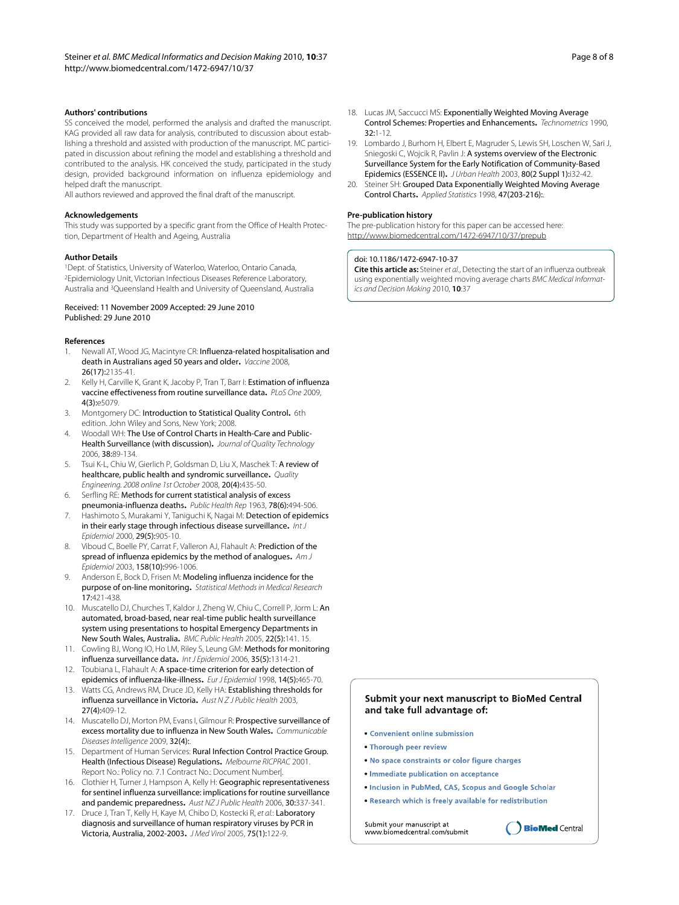### Authors' contributions

SS conceived the model, performed the analysis and drafted the manuscript. KAG provided all raw data for analysis, contributed to discussion about establishing a threshold and assisted with production of the manuscript. MC participated in discussion about refining the model and establishing a threshold and contributed to the analysis. HK conceived the study, participated in the study design, provided background information on influenza epidemiology and helped draft the manuscript.

All authors reviewed and approved the final draft of the manuscript.

### Acknowledgements

This study was supported by a specific grant from the Office of Health Protection, Department of Health and Ageing, Australia

### Author Details

[1]Dept. of Statistics, University of Waterloo, Waterloo, Ontario Canada, [2]Epidemiology Unit, Victorian Infectious Diseases Reference Laboratory, Australia and [3]Queensland Health and University of Queensland, Australia

Received: 11 November 2009 Accepted: 29 June 2010
Published: 29 June 2010

### References

1. Newall AT, Wood JG, Macintyre CR: **Influenza-related hospitalisation and death in Australians aged 50 years and older.** *Vaccine* 2008, **26(17):**2135-41.
2. Kelly H, Carville K, Grant K, Jacoby P, Tran T, Barr I: **Estimation of influenza vaccine effectiveness from routine surveillance data.** *PLoS One* 2009, **4(3):**e5079.
3. Montgomery DC: **Introduction to Statistical Quality Control.** 6th edition. John Wiley and Sons, New York; 2008.
4. Woodall WH: **The Use of Control Charts in Health-Care and Public-Health Surveillance (with discussion).** *Journal of Quality Technology* 2006, **38:**89-134.
5. Tsui K-L, Chiu W, Gierlich P, Goldsman D, Liu X, Maschek T: **A review of healthcare, public health and syndromic surveillance.** *Quality Engineering. 2008 online 1st October* 2008, **20(4):**435-50.
6. Serfling RE: **Methods for current statistical analysis of excess pneumonia-influenza deaths.** *Public Health Rep* 1963, **78(6):**494-506.
7. Hashimoto S, Murakami Y, Taniguchi K, Nagai M: **Detection of epidemics in their early stage through infectious disease surveillance.** *Int J Epidemiol* 2000, **29(5):**905-10.
8. Viboud C, Boelle PY, Carrat F, Valleron AJ, Flahault A: **Prediction of the spread of influenza epidemics by the method of analogues.** *Am J Epidemiol* 2003, **158(10):**996-1006.
9. Anderson E, Bock D, Frisen M: **Modeling influenza incidence for the purpose of on-line monitoring.** *Statistical Methods in Medical Research* **17:**421-438.
10. Muscatello DJ, Churches T, Kaldor J, Zheng W, Chiu C, Correll P, Jorm L: **An automated, broad-based, near real-time public health surveillance system using presentations to hospital Emergency Departments in New South Wales, Australia.** *BMC Public Health* 2005, **22(5):**141. 15.
11. Cowling BJ, Wong IO, Ho LM, Riley S, Leung GM: **Methods for monitoring influenza surveillance data.** *Int J Epidemiol* 2006, **35(5):**1314-21.
12. Toubiana L, Flahault A: **A space-time criterion for early detection of epidemics of influenza-like-illness.** *Eur J Epidemiol* 1998, **14(5):**465-70.
13. Watts CG, Andrews RM, Druce JD, Kelly HA: **Establishing thresholds for influenza surveillance in Victoria.** *Aust N Z J Public Health* 2003, **27(4):**409-12.
14. Muscatello DJ, Morton PM, Evans I, Gilmour R: **Prospective surveillance of excess mortality due to influenza in New South Wales.** *Communicable Diseases Intelligence* 2009, **32(4):**.
15. Department of Human Services: **Rural Infection Control Practice Group. Health (Infectious Disease) Regulations.** *Melbourne RICPRAC* 2001. Report No.: Policy no. 7.1 Contract No.: Document Number|.
16. Clothier H, Turner J, Hampson A, Kelly H: **Geographic representativeness for sentinel influenza surveillance: implications for routine surveillance and pandemic preparedness.** *Aust NZ J Public Health* 2006, **30:**337-341.
17. Druce J, Tran T, Kelly H, Kaye M, Chibo D, Kostecki R, *et al.*: **Laboratory diagnosis and surveillance of human respiratory viruses by PCR in Victoria, Australia, 2002-2003.** *J Med Virol* 2005, **75(1):**122-9.
18. Lucas JM, Saccucci MS: **Exponentially Weighted Moving Average Control Schemes: Properties and Enhancements.** *Technometrics* 1990, **32:**1-12.
19. Lombardo J, Burhom H, Elbert E, Magruder S, Lewis SH, Loschen W, Sari J, Sniegoski C, Wojcik R, Pavlin J: **A systems overview of the Electronic Surveillance System for the Early Notification of Community-Based Epidemics (ESSENCE II).** *J Urban Health* 2003, **80(2 Suppl 1):**i32-42.
20. Steiner SH: **Grouped Data Exponentially Weighted Moving Average Control Charts.** *Applied Statistics* 1998, **47(203-216):**.

### Pre-publication history

The pre-publication history for this paper can be accessed here:
http://www.biomedcentral.com/1472-6947/10/37/prepub

doi: 10.1186/1472-6947-10-37
**Cite this article as:** Steiner *et al.*, Detecting the start of an influenza outbreak using exponentially weighted moving average charts *BMC Medical Informatics and Decision Making* 2010, **10**:37

**Submit your next manuscript to BioMed Central and take full advantage of:**

- Convenient online submission
- Thorough peer review
- No space constraints or color figure charges
- Immediate publication on acceptance
- Inclusion in PubMed, CAS, Scopus and Google Scholar
- Research which is freely available for redistribution

Submit your manuscript at www.biomedcentral.com/submit

BioMed Central